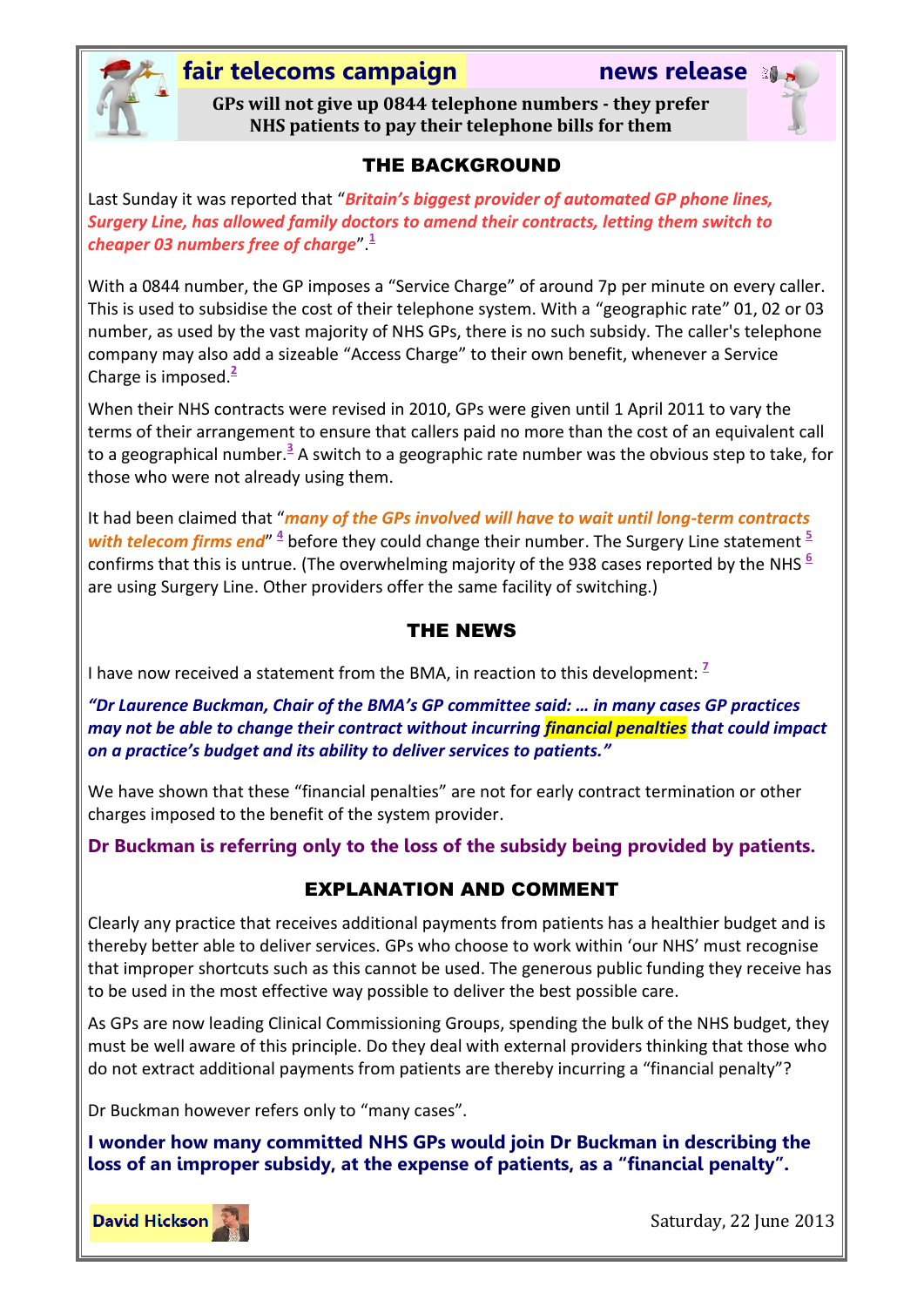**fair telecoms campaign** **news release**

**GPs will not give up 0844 telephone numbers - they prefer NHS patients to pay their telephone bills for them**

## THE BACKGROUND

Last Sunday it was reported that "***Britain's biggest provider of automated GP phone lines, Surgery Line, has allowed family doctors to amend their contracts, letting them switch to cheaper 03 numbers free of charge***".[1]

With a 0844 number, the GP imposes a "Service Charge" of around 7p per minute on every caller. This is used to subsidise the cost of their telephone system. With a "geographic rate" 01, 02 or 03 number, as used by the vast majority of NHS GPs, there is no such subsidy. The caller's telephone company may also add a sizeable "Access Charge" to their own benefit, whenever a Service Charge is imposed.[2]

When their NHS contracts were revised in 2010, GPs were given until 1 April 2011 to vary the terms of their arrangement to ensure that callers paid no more than the cost of an equivalent call to a geographical number.[3] A switch to a geographic rate number was the obvious step to take, for those who were not already using them.

It had been claimed that "***many of the GPs involved will have to wait until long-term contracts with telecom firms end***" [4] before they could change their number. The Surgery Line statement [5] confirms that this is untrue. (The overwhelming majority of the 938 cases reported by the NHS [6] are using Surgery Line. Other providers offer the same facility of switching.)

## THE NEWS

I have now received a statement from the BMA, in reaction to this development: [7]

***"Dr Laurence Buckman, Chair of the BMA's GP committee said: … in many cases GP practices may not be able to change their contract without incurring financial penalties that could impact on a practice's budget and its ability to deliver services to patients."***

We have shown that these "financial penalties" are not for early contract termination or other charges imposed to the benefit of the system provider.

**Dr Buckman is referring only to the loss of the subsidy being provided by patients.**

## EXPLANATION AND COMMENT

Clearly any practice that receives additional payments from patients has a healthier budget and is thereby better able to deliver services. GPs who choose to work within 'our NHS' must recognise that improper shortcuts such as this cannot be used. The generous public funding they receive has to be used in the most effective way possible to deliver the best possible care.

As GPs are now leading Clinical Commissioning Groups, spending the bulk of the NHS budget, they must be well aware of this principle. Do they deal with external providers thinking that those who do not extract additional payments from patients are thereby incurring a "financial penalty"?

Dr Buckman however refers only to "many cases".

**I wonder how many committed NHS GPs would join Dr Buckman in describing the loss of an improper subsidy, at the expense of patients, as a "financial penalty".**

**David Hickson**

Saturday, 22 June 2013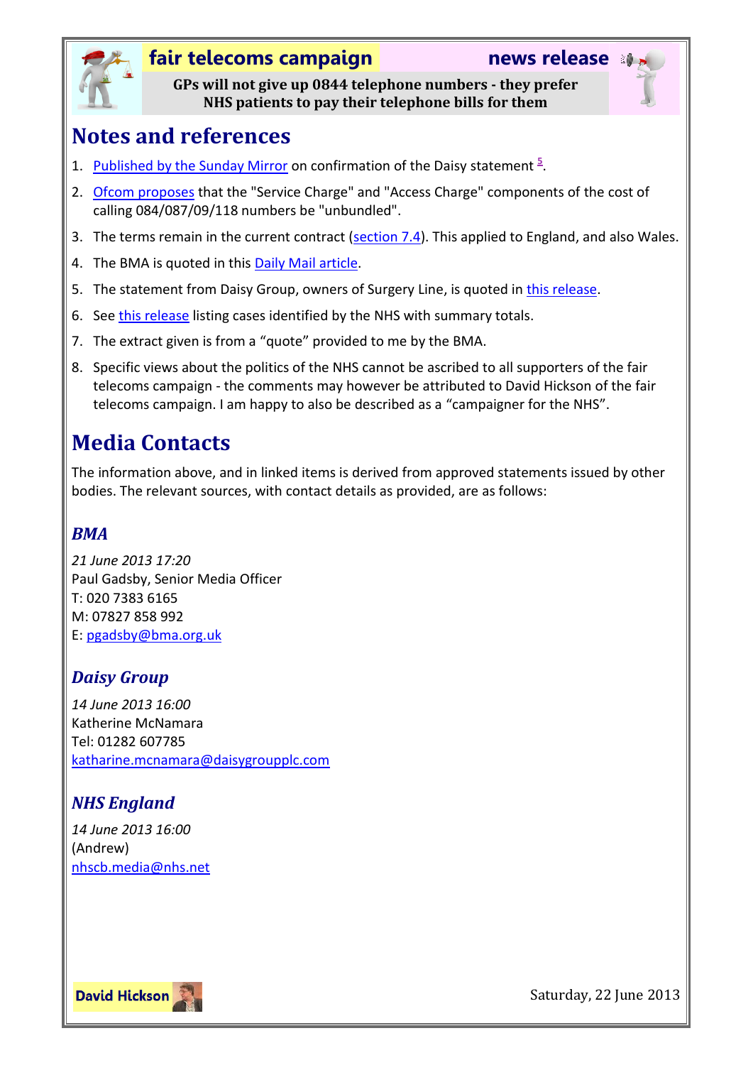# Notes and references

1. Published by the Sunday Mirror on confirmation of the Daisy statement [5].
2. Ofcom proposes that the "Service Charge" and "Access Charge" components of the cost of calling 084/087/09/118 numbers be "unbundled".
3. The terms remain in the current contract (section 7.4). This applied to England, and also Wales.
4. The BMA is quoted in this Daily Mail article.
5. The statement from Daisy Group, owners of Surgery Line, is quoted in this release.
6. See this release listing cases identified by the NHS with summary totals.
7. The extract given is from a "quote" provided to me by the BMA.
8. Specific views about the politics of the NHS cannot be ascribed to all supporters of the fair telecoms campaign - the comments may however be attributed to David Hickson of the fair telecoms campaign. I am happy to also be described as a "campaigner for the NHS".

# Media Contacts

The information above, and in linked items is derived from approved statements issued by other bodies. The relevant sources, with contact details as provided, are as follows:

### *BMA*

*21 June 2013 17:20*
Paul Gadsby, Senior Media Officer
T: 020 7383 6165
M: 07827 858 992
E: pgadsby@bma.org.uk

### *Daisy Group*

*14 June 2013 16:00*
Katherine McNamara
Tel: 01282 607785
katharine.mcnamara@daisygroupplc.com

### *NHS England*

*14 June 2013 16:00*
(Andrew)
nhscb.media@nhs.net

David Hickson

Saturday, 22 June 2013